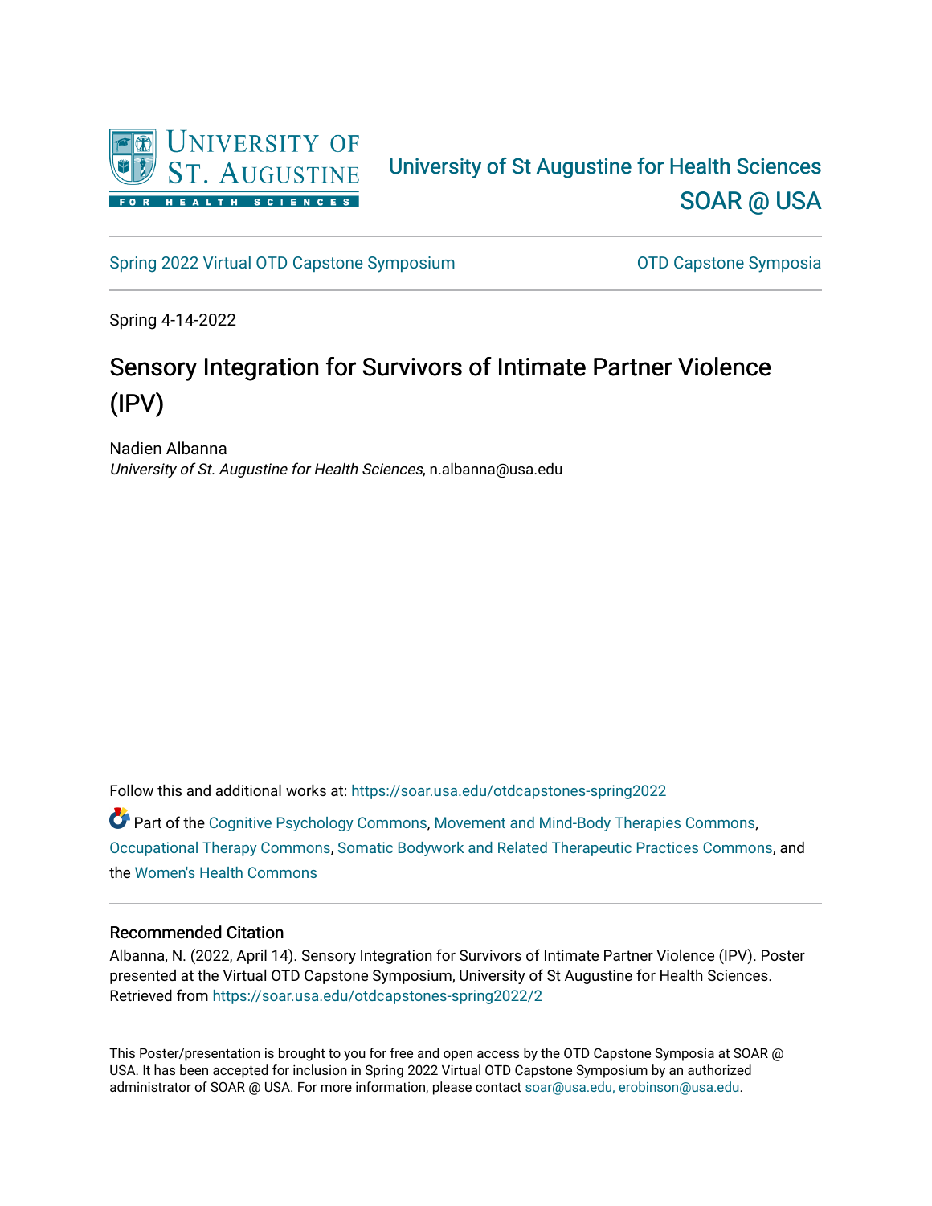University of St Augustine for Health Sciences

SOAR @ USA

Spring 2022 Virtual OTD Capstone Symposium

OTD Capstone Symposia

Spring 4-14-2022

# Sensory Integration for Survivors of Intimate Partner Violence (IPV)

Nadien Albanna
*University of St. Augustine for Health Sciences*, n.albanna@usa.edu

Follow this and additional works at: https://soar.usa.edu/otdcapstones-spring2022

Part of the Cognitive Psychology Commons, Movement and Mind-Body Therapies Commons, Occupational Therapy Commons, Somatic Bodywork and Related Therapeutic Practices Commons, and the Women's Health Commons

## Recommended Citation

Albanna, N. (2022, April 14). Sensory Integration for Survivors of Intimate Partner Violence (IPV). Poster presented at the Virtual OTD Capstone Symposium, University of St Augustine for Health Sciences. Retrieved from https://soar.usa.edu/otdcapstones-spring2022/2

This Poster/presentation is brought to you for free and open access by the OTD Capstone Symposia at SOAR @ USA. It has been accepted for inclusion in Spring 2022 Virtual OTD Capstone Symposium by an authorized administrator of SOAR @ USA. For more information, please contact soar@usa.edu, erobinson@usa.edu.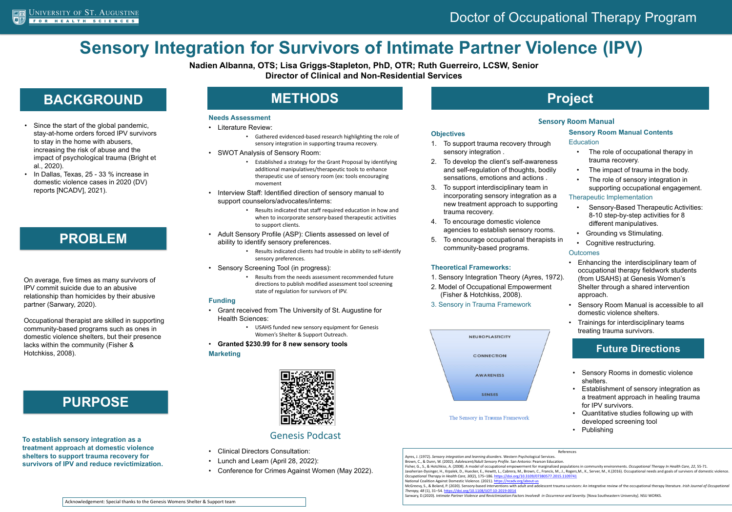# Sensory Integration for Survivors of Intimate Partner Violence (IPV)

**Nadien Albanna, OTS; Lisa Griggs-Stapleton, PhD, OTR; Ruth Guerreiro, LCSW, Senior Director of Clinical and Non-Residential Services**

Doctor of Occupational Therapy Program

## BACKGROUND

- Since the start of the global pandemic, stay-at-home orders forced IPV survivors to stay in the home with abusers, increasing the risk of abuse and the impact of psychological trauma (Bright et al., 2020).
- In Dallas, Texas, 25 - 33 % increase in domestic violence cases in 2020 (DV) reports [NCADV], 2021).

## PROBLEM

On average, five times as many survivors of IPV commit suicide due to an abusive relationship than homicides by their abusive partner (Sarwary, 2020).

Occupational therapist are skilled in supporting community-based programs such as ones in domestic violence shelters, but their presence lacks within the community (Fisher & Hotchkiss, 2008).

## PURPOSE

**To establish sensory integration as a treatment approach at domestic violence shelters to support trauma recovery for survivors of IPV and reduce revictimization.**

## METHODS

### Needs Assessment

- Literature Review:
  - Gathered evidenced-based research highlighting the role of sensory integration in supporting trauma recovery.
- SWOT Analysis of Sensory Room:
  - Established a strategy for the Grant Proposal by identifying additional manipulatives/therapeutic tools to enhance therapeutic use of sensory room (ex: tools encouraging movement
- Interview Staff: Identified direction of sensory manual to support counselors/advocates/interns:
  - Results indicated that staff required education in how and when to incorporate sensory-based therapeutic activities to support clients.
- Adult Sensory Profile (ASP): Clients assessed on level of ability to identify sensory preferences.
  - Results indicated clients had trouble in ability to self-identify sensory preferences.
- Sensory Screening Tool (in progress):
  - Results from the needs assessment recommended future directions to publish modified assessment tool screening state of regulation for survivors of IPV.

### Funding

- Grant received from The University of St. Augustine for Health Sciences:
  - USAHS funded new sensory equipment for Genesis Women's Shelter & Support Outreach.
- **Granted $230.99 for 8 new sensory tools**

### Marketing

Genesis Podcast

- Clinical Directors Consultation:
- Lunch and Learn (April 28, 2022):
- Conference for Crimes Against Women (May 2022).

## Project

### Sensory Room Manual

#### Objectives

1. To support trauma recovery through sensory integration .
2. To develop the client's self-awareness and self-regulation of thoughts, bodily sensations, emotions and actions .
3. To support interdisciplinary team in incorporating sensory integration as a new treatment approach to supporting trauma recovery.
4. To encourage domestic violence agencies to establish sensory rooms.
5. To encourage occupational therapists in community-based programs.

#### Theoretical Frameworks:

1. Sensory Integration Theory (Ayres, 1972).
2. Model of Occupational Empowerment (Fisher & Hotchkiss, 2008).
3. Sensory in Trauma Framework

NEUROPLASTICITY
CONNECTION
AWARENESS
SENSES

The Sensory in Trauma Framework

#### Sensory Room Manual Contents

Education

- The role of occupational therapy in trauma recovery.
- The impact of trauma in the body.
- The role of sensory integration in supporting occupational engagement.

Therapeutic Implementation

- Sensory-Based Therapeutic Activities: 8-10 step-by-step activities for 8 different manipulatives.
- Grounding vs Stimulating.
- Cognitive restructuring.

Outcomes

- Enhancing the interdisciplinary team of occupational therapy fieldwork students (from USAHS) at Genesis Women's Shelter through a shared intervention approach.
- Sensory Room Manual is accessible to all domestic violence shelters.
- Trainings for interdisciplinary teams treating trauma survivors.

## Future Directions

- Sensory Rooms in domestic violence shelters.
- Establishment of sensory integration as a treatment approach in healing trauma for IPV survivors.
- Quantitative studies following up with developed screening tool
- Publishing

### References

Ayres, J. (1972). *Sensory integration and learning disorders.* Western Psychological Services.
Brown, C., & Dunn, W. (2002). *Adolescent/Adult Sensory Profile.* San Antonio: Pearson Education.
Fisher, G., S., & Hotchkiss, A. (2008). A model of occupational empowerment for marginalized populations in community environments. *Occupational Therapy In Health Care, 22*, 55-71.
Javaherian-Dysinger, H., Krpalek, D., Huecker, E., Hewitt, L., Cabrera, M., Brown, C., Francis, M., J., Rogers,M., K., Server, M., K.(2016). Occupational needs and goals of survivors of domestic violence. *Occupational Therapy in Health Care, 30*(2), 175–186. https://doi.org/10.3109/07380577.2015.1109741
National Coalition Against Domestic Violence. (2021). https://ncadv.org/about-us
McGreevy, S., & Boland, P. (2020). Sensory-based interventions with adult and adolescent trauma survivors: An integrative review of the occupational therapy literature. *Irish Journal of Occupational Therapy, 48* (1), 31–54. https://doi.org/10.1108/IJOT-10-2019-0014
Sarwary, D.(2020). *Intimate Partner Violence and Revictimization:Factors Involvedl in Occurrence and Severity.* [Nova Southeastern University]. NSU WORKS.

Acknowledgement: Special thanks to the Genesis Womens Shelter & Support team